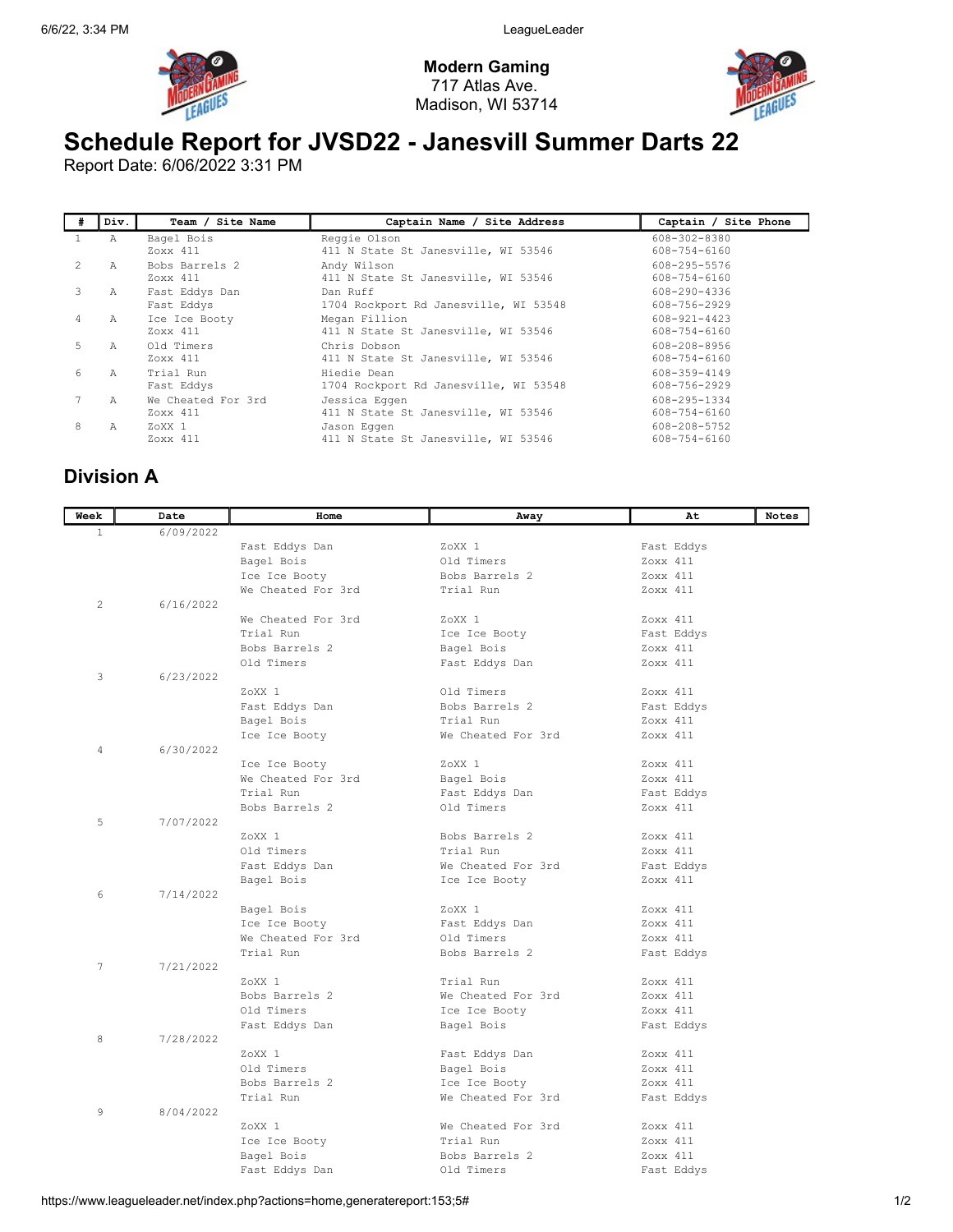**Modern Gaming**
717 Atlas Ave.
Madison, WI 53714

# Schedule Report for JVSD22 - Janesvill Summer Darts 22

Report Date: 6/06/2022 3:31 PM

| # | Div. | Team / Site Name | Captain Name / Site Address | Captain / Site Phone |
|---|---|---|---|---|
| 1 | A | Bagel Bois<br>Zoxx 411 | Reggie Olson<br>411 N State St Janesville, WI 53546 | 608-302-8380<br>608-754-6160 |
| 2 | A | Bobs Barrels 2<br>Zoxx 411 | Andy Wilson<br>411 N State St Janesville, WI 53546 | 608-295-5576<br>608-754-6160 |
| 3 | A | Fast Eddys Dan<br>Fast Eddys | Dan Ruff<br>1704 Rockport Rd Janesville, WI 53548 | 608-290-4336<br>608-756-2929 |
| 4 | A | Ice Ice Booty<br>Zoxx 411 | Megan Fillion<br>411 N State St Janesville, WI 53546 | 608-921-4423<br>608-754-6160 |
| 5 | A | Old Timers<br>Zoxx 411 | Chris Dobson<br>411 N State St Janesville, WI 53546 | 608-208-8956<br>608-754-6160 |
| 6 | A | Trial Run<br>Fast Eddys | Hiedie Dean<br>1704 Rockport Rd Janesville, WI 53548 | 608-359-4149<br>608-756-2929 |
| 7 | A | We Cheated For 3rd<br>Zoxx 411 | Jessica Eggen<br>411 N State St Janesville, WI 53546 | 608-295-1334<br>608-754-6160 |
| 8 | A | ZoXX 1<br>Zoxx 411 | Jason Eggen<br>411 N State St Janesville, WI 53546 | 608-208-5752<br>608-754-6160 |

## Division A

| Week | Date | Home | Away | At | Notes |
|---|---|---|---|---|---|
| 1 | 6/09/2022 | | | | |
| | | Fast Eddys Dan | ZoXX 1 | Fast Eddys | |
| | | Bagel Bois | Old Timers | Zoxx 411 | |
| | | Ice Ice Booty | Bobs Barrels 2 | Zoxx 411 | |
| | | We Cheated For 3rd | Trial Run | Zoxx 411 | |
| 2 | 6/16/2022 | | | | |
| | | We Cheated For 3rd | ZoXX 1 | Zoxx 411 | |
| | | Trial Run | Ice Ice Booty | Fast Eddys | |
| | | Bobs Barrels 2 | Bagel Bois | Zoxx 411 | |
| | | Old Timers | Fast Eddys Dan | Zoxx 411 | |
| 3 | 6/23/2022 | | | | |
| | | ZoXX 1 | Old Timers | Zoxx 411 | |
| | | Fast Eddys Dan | Bobs Barrels 2 | Fast Eddys | |
| | | Bagel Bois | Trial Run | Zoxx 411 | |
| | | Ice Ice Booty | We Cheated For 3rd | Zoxx 411 | |
| 4 | 6/30/2022 | | | | |
| | | Ice Ice Booty | ZoXX 1 | Zoxx 411 | |
| | | We Cheated For 3rd | Bagel Bois | Zoxx 411 | |
| | | Trial Run | Fast Eddys Dan | Fast Eddys | |
| | | Bobs Barrels 2 | Old Timers | Zoxx 411 | |
| 5 | 7/07/2022 | | | | |
| | | ZoXX 1 | Bobs Barrels 2 | Zoxx 411 | |
| | | Old Timers | Trial Run | Zoxx 411 | |
| | | Fast Eddys Dan | We Cheated For 3rd | Fast Eddys | |
| | | Bagel Bois | Ice Ice Booty | Zoxx 411 | |
| 6 | 7/14/2022 | | | | |
| | | Bagel Bois | ZoXX 1 | Zoxx 411 | |
| | | Ice Ice Booty | Fast Eddys Dan | Zoxx 411 | |
| | | We Cheated For 3rd | Old Timers | Zoxx 411 | |
| | | Trial Run | Bobs Barrels 2 | Fast Eddys | |
| 7 | 7/21/2022 | | | | |
| | | ZoXX 1 | Trial Run | Zoxx 411 | |
| | | Bobs Barrels 2 | We Cheated For 3rd | Zoxx 411 | |
| | | Old Timers | Ice Ice Booty | Zoxx 411 | |
| | | Fast Eddys Dan | Bagel Bois | Fast Eddys | |
| 8 | 7/28/2022 | | | | |
| | | ZoXX 1 | Fast Eddys Dan | Zoxx 411 | |
| | | Old Timers | Bagel Bois | Zoxx 411 | |
| | | Bobs Barrels 2 | Ice Ice Booty | Zoxx 411 | |
| | | Trial Run | We Cheated For 3rd | Fast Eddys | |
| 9 | 8/04/2022 | | | | |
| | | ZoXX 1 | We Cheated For 3rd | Zoxx 411 | |
| | | Ice Ice Booty | Trial Run | Zoxx 411 | |
| | | Bagel Bois | Bobs Barrels 2 | Zoxx 411 | |
| | | Fast Eddys Dan | Old Timers | Fast Eddys | |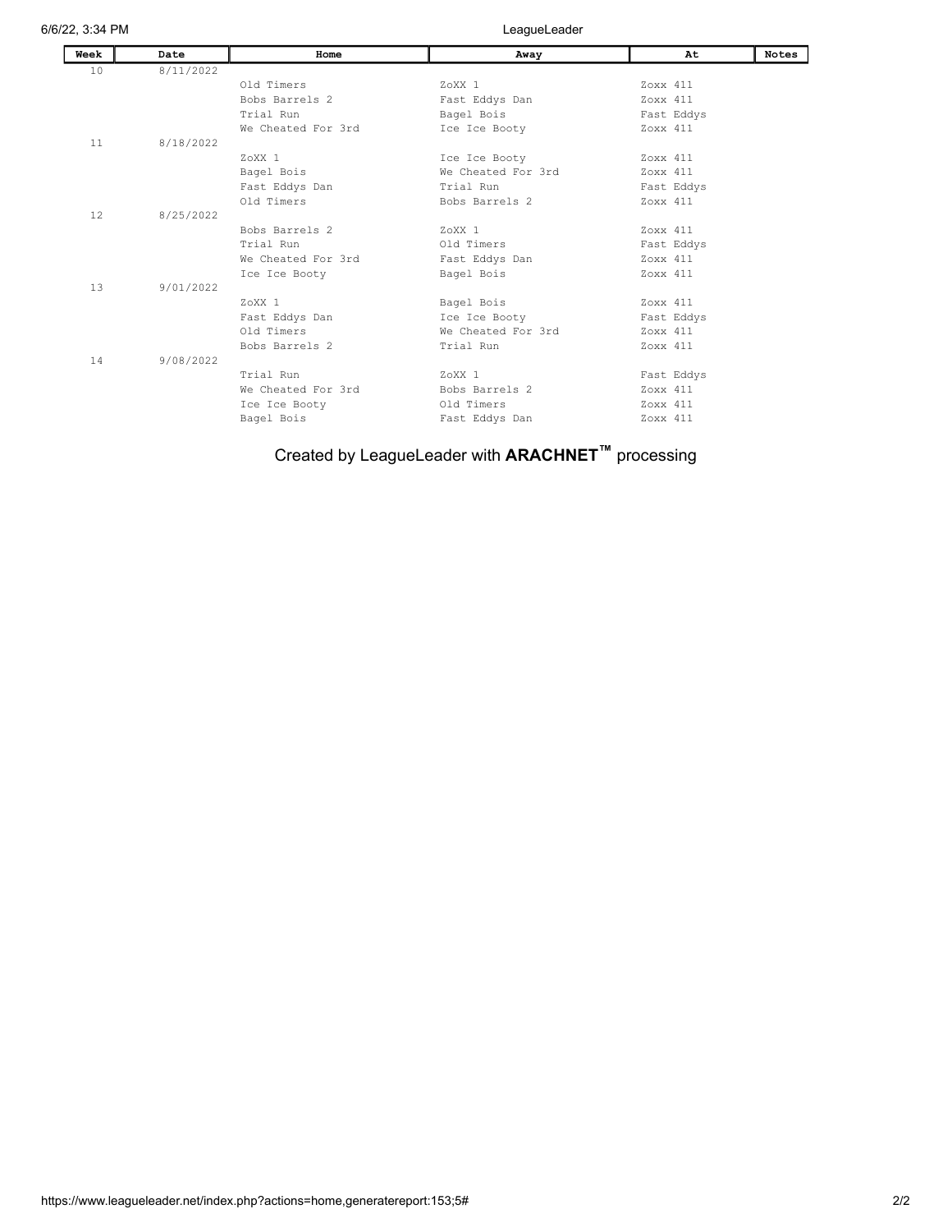| Week | Date | Home | Away | At | Notes |
|---|---|---|---|---|---|
| 10 | 8/11/2022 | | | | |
| | | Old Timers | ZoXX 1 | Zoxx 411 | |
| | | Bobs Barrels 2 | Fast Eddys Dan | Zoxx 411 | |
| | | Trial Run | Bagel Bois | Fast Eddys | |
| | | We Cheated For 3rd | Ice Ice Booty | Zoxx 411 | |
| 11 | 8/18/2022 | | | | |
| | | ZoXX 1 | Ice Ice Booty | Zoxx 411 | |
| | | Bagel Bois | We Cheated For 3rd | Zoxx 411 | |
| | | Fast Eddys Dan | Trial Run | Fast Eddys | |
| | | Old Timers | Bobs Barrels 2 | Zoxx 411 | |
| 12 | 8/25/2022 | | | | |
| | | Bobs Barrels 2 | ZoXX 1 | Zoxx 411 | |
| | | Trial Run | Old Timers | Fast Eddys | |
| | | We Cheated For 3rd | Fast Eddys Dan | Zoxx 411 | |
| | | Ice Ice Booty | Bagel Bois | Zoxx 411 | |
| 13 | 9/01/2022 | | | | |
| | | ZoXX 1 | Bagel Bois | Zoxx 411 | |
| | | Fast Eddys Dan | Ice Ice Booty | Fast Eddys | |
| | | Old Timers | We Cheated For 3rd | Zoxx 411 | |
| | | Bobs Barrels 2 | Trial Run | Zoxx 411 | |
| 14 | 9/08/2022 | | | | |
| | | Trial Run | ZoXX 1 | Fast Eddys | |
| | | We Cheated For 3rd | Bobs Barrels 2 | Zoxx 411 | |
| | | Ice Ice Booty | Old Timers | Zoxx 411 | |
| | | Bagel Bois | Fast Eddys Dan | Zoxx 411 | |

Created by LeagueLeader with **ARACHNET™** processing